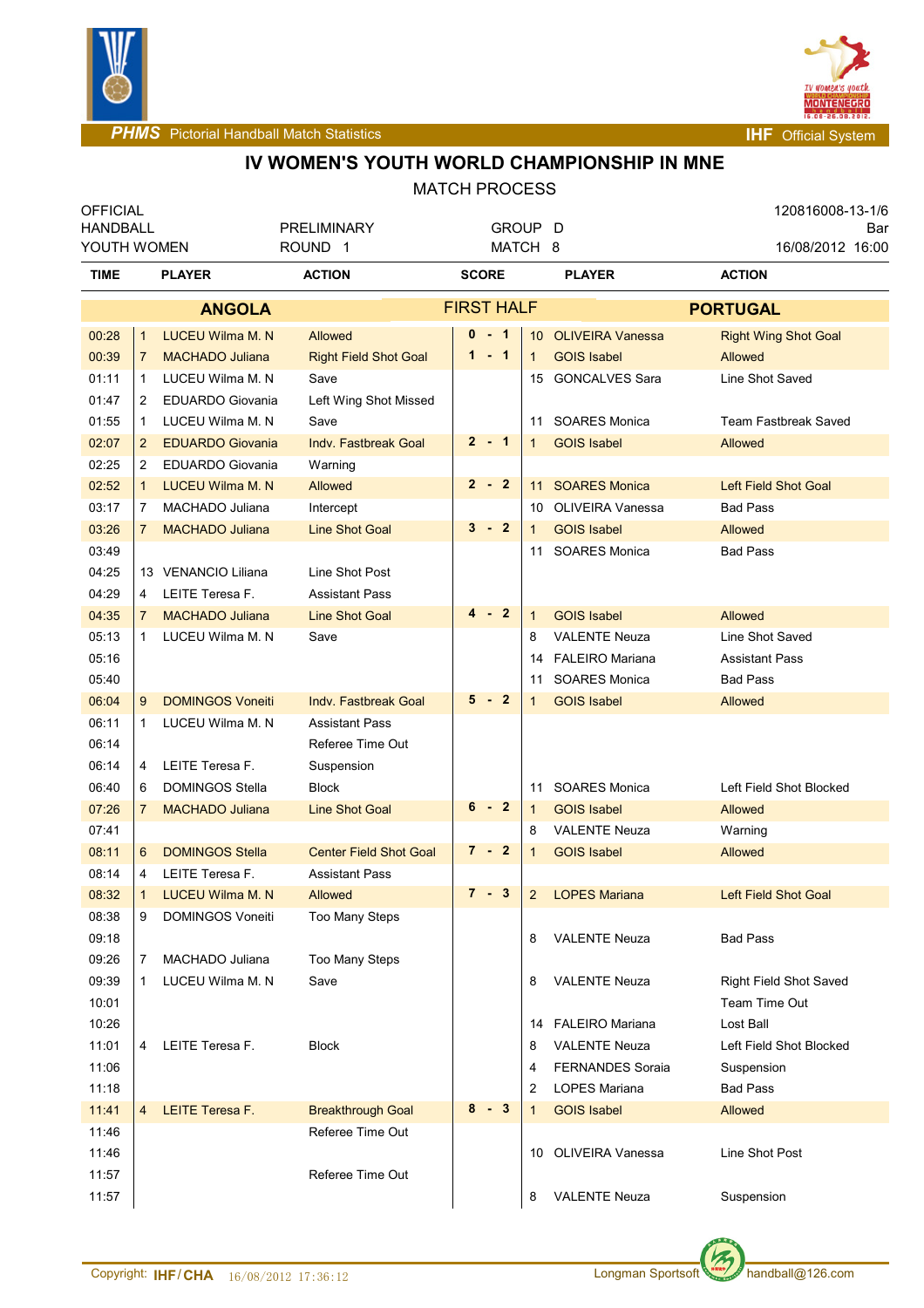PHMS Pictorial Handball Match Statistics | IHF Official System

# IV WOMEN'S YOUTH WORLD CHAMPIONSHIP IN MNE

## MATCH PROCESS

| OFFICIAL | | | 120816008-13-1/6 |
|---|---|---|---|
| HANDBALL | PRELIMINARY | GROUP D | Bar |
| YOUTH WOMEN | ROUND 1 | MATCH 8 | 16/08/2012 16:00 |

| TIME | | PLAYER | ACTION | SCORE | | PLAYER | ACTION |
|---|---|---|---|---|---|---|---|
| | | **ANGOLA** | | **FIRST HALF** | | **PORTUGAL** | |
| 00:28 | 1 | LUCEU Wilma M. N | Allowed | 0 - 1 | 10 | OLIVEIRA Vanessa | Right Wing Shot Goal |
| 00:39 | 7 | MACHADO Juliana | Right Field Shot Goal | 1 - 1 | 1 | GOIS Isabel | Allowed |
| 01:11 | 1 | LUCEU Wilma M. N | Save | | 15 | GONCALVES Sara | Line Shot Saved |
| 01:47 | 2 | EDUARDO Giovania | Left Wing Shot Missed | | | | |
| 01:55 | 1 | LUCEU Wilma M. N | Save | | 11 | SOARES Monica | Team Fastbreak Saved |
| 02:07 | 2 | EDUARDO Giovania | Indv. Fastbreak Goal | 2 - 1 | 1 | GOIS Isabel | Allowed |
| 02:25 | 2 | EDUARDO Giovania | Warning | | | | |
| 02:52 | 1 | LUCEU Wilma M. N | Allowed | 2 - 2 | 11 | SOARES Monica | Left Field Shot Goal |
| 03:17 | 7 | MACHADO Juliana | Intercept | | 10 | OLIVEIRA Vanessa | Bad Pass |
| 03:26 | 7 | MACHADO Juliana | Line Shot Goal | 3 - 2 | 1 | GOIS Isabel | Allowed |
| 03:49 | | | | | 11 | SOARES Monica | Bad Pass |
| 04:25 | 13 | VENANCIO Liliana | Line Shot Post | | | | |
| 04:29 | 4 | LEITE Teresa F. | Assistant Pass | | | | |
| 04:35 | 7 | MACHADO Juliana | Line Shot Goal | 4 - 2 | 1 | GOIS Isabel | Allowed |
| 05:13 | 1 | LUCEU Wilma M. N | Save | | 8 | VALENTE Neuza | Line Shot Saved |
| 05:16 | | | | | 14 | FALEIRO Mariana | Assistant Pass |
| 05:40 | | | | | 11 | SOARES Monica | Bad Pass |
| 06:04 | 9 | DOMINGOS Voneiti | Indv. Fastbreak Goal | 5 - 2 | 1 | GOIS Isabel | Allowed |
| 06:11 | 1 | LUCEU Wilma M. N | Assistant Pass | | | | |
| 06:14 | | | Referee Time Out | | | | |
| 06:14 | 4 | LEITE Teresa F. | Suspension | | | | |
| 06:40 | 6 | DOMINGOS Stella | Block | | 11 | SOARES Monica | Left Field Shot Blocked |
| 07:26 | 7 | MACHADO Juliana | Line Shot Goal | 6 - 2 | 1 | GOIS Isabel | Allowed |
| 07:41 | | | | | 8 | VALENTE Neuza | Warning |
| 08:11 | 6 | DOMINGOS Stella | Center Field Shot Goal | 7 - 2 | 1 | GOIS Isabel | Allowed |
| 08:14 | 4 | LEITE Teresa F. | Assistant Pass | | | | |
| 08:32 | 1 | LUCEU Wilma M. N | Allowed | 7 - 3 | 2 | LOPES Mariana | Left Field Shot Goal |
| 08:38 | 9 | DOMINGOS Voneiti | Too Many Steps | | | | |
| 09:18 | | | | | 8 | VALENTE Neuza | Bad Pass |
| 09:26 | 7 | MACHADO Juliana | Too Many Steps | | | | |
| 09:39 | 1 | LUCEU Wilma M. N | Save | | 8 | VALENTE Neuza | Right Field Shot Saved |
| 10:01 | | | | | | | Team Time Out |
| 10:26 | | | | | 14 | FALEIRO Mariana | Lost Ball |
| 11:01 | 4 | LEITE Teresa F. | Block | | 8 | VALENTE Neuza | Left Field Shot Blocked |
| 11:06 | | | | | 4 | FERNANDES Soraia | Suspension |
| 11:18 | | | | | 2 | LOPES Mariana | Bad Pass |
| 11:41 | 4 | LEITE Teresa F. | Breakthrough Goal | 8 - 3 | 1 | GOIS Isabel | Allowed |
| 11:46 | | | Referee Time Out | | | | |
| 11:46 | | | | | 10 | OLIVEIRA Vanessa | Line Shot Post |
| 11:57 | | | Referee Time Out | | | | |
| 11:57 | | | | | 8 | VALENTE Neuza | Suspension |

Copyright: IHF/CHA 16/08/2012 17:36:12 Longman Sportsoft handball@126.com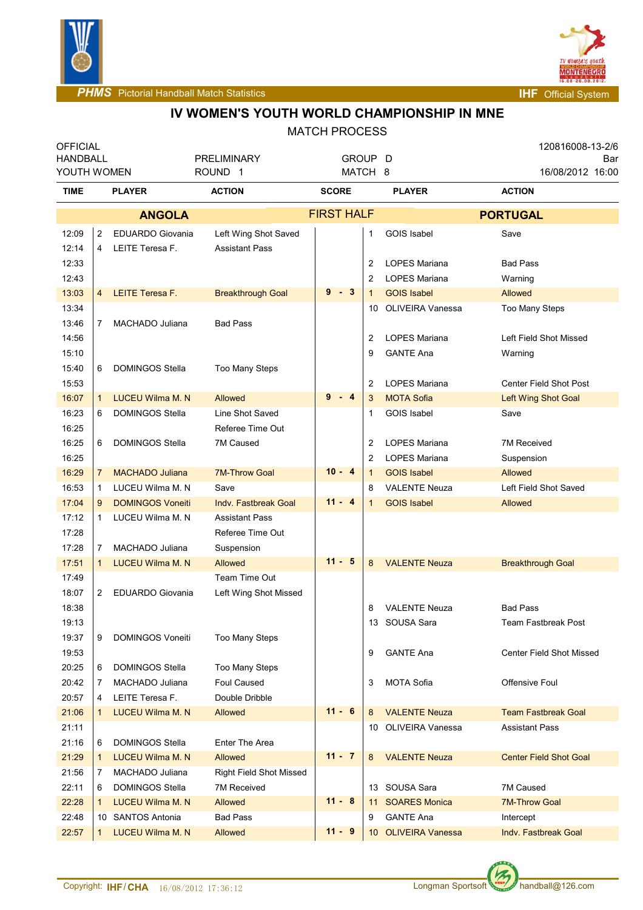# IV WOMEN'S YOUTH WORLD CHAMPIONSHIP IN MNE

MATCH PROCESS

| OFFICIAL | | | 120816008-13-2/6 |
|---|---|---|---|
| HANDBALL | PRELIMINARY | GROUP D | Bar |
| YOUTH WOMEN | ROUND 1 | MATCH 8 | 16/08/2012 16:00 |

| TIME | | PLAYER | ACTION | SCORE | | PLAYER | ACTION |
|---|---|---|---|---|---|---|---|
| | | **ANGOLA** | | **FIRST HALF** | | **PORTUGAL** | |
| 12:09 | 2 | EDUARDO Giovania | Left Wing Shot Saved | | 1 | GOIS Isabel | Save |
| 12:14 | 4 | LEITE Teresa F. | Assistant Pass | | | | |
| 12:33 | | | | | 2 | LOPES Mariana | Bad Pass |
| 12:43 | | | | | 2 | LOPES Mariana | Warning |
| 13:03 | 4 | LEITE Teresa F. | Breakthrough Goal | 9 - 3 | 1 | GOIS Isabel | Allowed |
| 13:34 | | | | | 10 | OLIVEIRA Vanessa | Too Many Steps |
| 13:46 | 7 | MACHADO Juliana | Bad Pass | | | | |
| 14:56 | | | | | 2 | LOPES Mariana | Left Field Shot Missed |
| 15:10 | | | | | 9 | GANTE Ana | Warning |
| 15:40 | 6 | DOMINGOS Stella | Too Many Steps | | | | |
| 15:53 | | | | | 2 | LOPES Mariana | Center Field Shot Post |
| 16:07 | 1 | LUCEU Wilma M. N | Allowed | 9 - 4 | 3 | MOTA Sofia | Left Wing Shot Goal |
| 16:23 | 6 | DOMINGOS Stella | Line Shot Saved | | 1 | GOIS Isabel | Save |
| 16:25 | | | Referee Time Out | | | | |
| 16:25 | 6 | DOMINGOS Stella | 7M Caused | | 2 | LOPES Mariana | 7M Received |
| 16:25 | | | | | 2 | LOPES Mariana | Suspension |
| 16:29 | 7 | MACHADO Juliana | 7M-Throw Goal | 10 - 4 | 1 | GOIS Isabel | Allowed |
| 16:53 | 1 | LUCEU Wilma M. N | Save | | 8 | VALENTE Neuza | Left Field Shot Saved |
| 17:04 | 9 | DOMINGOS Voneiti | Indv. Fastbreak Goal | 11 - 4 | 1 | GOIS Isabel | Allowed |
| 17:12 | 1 | LUCEU Wilma M. N | Assistant Pass | | | | |
| 17:28 | | | Referee Time Out | | | | |
| 17:28 | 7 | MACHADO Juliana | Suspension | | | | |
| 17:51 | 1 | LUCEU Wilma M. N | Allowed | 11 - 5 | 8 | VALENTE Neuza | Breakthrough Goal |
| 17:49 | | | Team Time Out | | | | |
| 18:07 | 2 | EDUARDO Giovania | Left Wing Shot Missed | | | | |
| 18:38 | | | | | 8 | VALENTE Neuza | Bad Pass |
| 19:13 | | | | | 13 | SOUSA Sara | Team Fastbreak Post |
| 19:37 | 9 | DOMINGOS Voneiti | Too Many Steps | | | | |
| 19:53 | | | | | 9 | GANTE Ana | Center Field Shot Missed |
| 20:25 | 6 | DOMINGOS Stella | Too Many Steps | | | | |
| 20:42 | 7 | MACHADO Juliana | Foul Caused | | 3 | MOTA Sofia | Offensive Foul |
| 20:57 | 4 | LEITE Teresa F. | Double Dribble | | | | |
| 21:06 | 1 | LUCEU Wilma M. N | Allowed | 11 - 6 | 8 | VALENTE Neuza | Team Fastbreak Goal |
| 21:11 | | | | | 10 | OLIVEIRA Vanessa | Assistant Pass |
| 21:16 | 6 | DOMINGOS Stella | Enter The Area | | | | |
| 21:29 | 1 | LUCEU Wilma M. N | Allowed | 11 - 7 | 8 | VALENTE Neuza | Center Field Shot Goal |
| 21:56 | 7 | MACHADO Juliana | Right Field Shot Missed | | | | |
| 22:11 | 6 | DOMINGOS Stella | 7M Received | | 13 | SOUSA Sara | 7M Caused |
| 22:28 | 1 | LUCEU Wilma M. N | Allowed | 11 - 8 | 11 | SOARES Monica | 7M-Throw Goal |
| 22:48 | 10 | SANTOS Antonia | Bad Pass | | 9 | GANTE Ana | Intercept |
| 22:57 | 1 | LUCEU Wilma M. N | Allowed | 11 - 9 | 10 | OLIVEIRA Vanessa | Indv. Fastbreak Goal |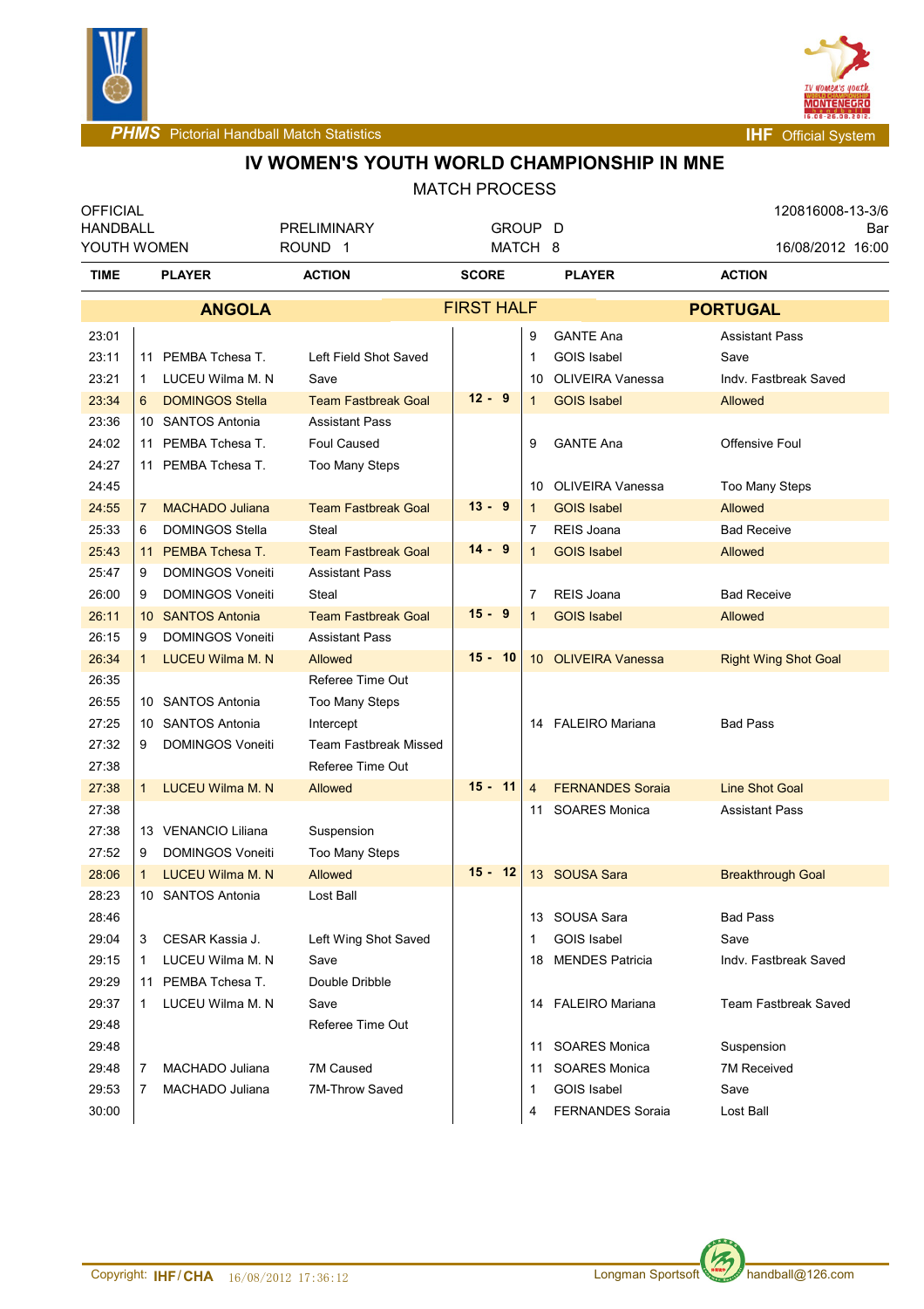# IV WOMEN'S YOUTH WORLD CHAMPIONSHIP IN MNE

MATCH PROCESS

| OFFICIAL | | | 120816008-13-3/6 |
|---|---|---|---|
| HANDBALL | PRELIMINARY | GROUP D | Bar |
| YOUTH WOMEN | ROUND 1 | MATCH 8 | 16/08/2012 16:00 |

| TIME | | PLAYER | ACTION | SCORE | | PLAYER | ACTION |
|---|---|---|---|---|---|---|---|
| | | **ANGOLA** | | **FIRST HALF** | | **PORTUGAL** | |
| 23:01 | | | | | 9 | GANTE Ana | Assistant Pass |
| 23:11 | 11 | PEMBA Tchesa T. | Left Field Shot Saved | | 1 | GOIS Isabel | Save |
| 23:21 | 1 | LUCEU Wilma M. N | Save | | 10 | OLIVEIRA Vanessa | Indv. Fastbreak Saved |
| 23:34 | 6 | DOMINGOS Stella | Team Fastbreak Goal | 12 - 9 | 1 | GOIS Isabel | Allowed |
| 23:36 | 10 | SANTOS Antonia | Assistant Pass | | | | |
| 24:02 | 11 | PEMBA Tchesa T. | Foul Caused | | 9 | GANTE Ana | Offensive Foul |
| 24:27 | 11 | PEMBA Tchesa T. | Too Many Steps | | | | |
| 24:45 | | | | | 10 | OLIVEIRA Vanessa | Too Many Steps |
| 24:55 | 7 | MACHADO Juliana | Team Fastbreak Goal | 13 - 9 | 1 | GOIS Isabel | Allowed |
| 25:33 | 6 | DOMINGOS Stella | Steal | | 7 | REIS Joana | Bad Receive |
| 25:43 | 11 | PEMBA Tchesa T. | Team Fastbreak Goal | 14 - 9 | 1 | GOIS Isabel | Allowed |
| 25:47 | 9 | DOMINGOS Voneiti | Assistant Pass | | | | |
| 26:00 | 9 | DOMINGOS Voneiti | Steal | | 7 | REIS Joana | Bad Receive |
| 26:11 | 10 | SANTOS Antonia | Team Fastbreak Goal | 15 - 9 | 1 | GOIS Isabel | Allowed |
| 26:15 | 9 | DOMINGOS Voneiti | Assistant Pass | | | | |
| 26:34 | 1 | LUCEU Wilma M. N | Allowed | 15 - 10 | 10 | OLIVEIRA Vanessa | Right Wing Shot Goal |
| 26:35 | | | Referee Time Out | | | | |
| 26:55 | 10 | SANTOS Antonia | Too Many Steps | | | | |
| 27:25 | 10 | SANTOS Antonia | Intercept | | 14 | FALEIRO Mariana | Bad Pass |
| 27:32 | 9 | DOMINGOS Voneiti | Team Fastbreak Missed | | | | |
| 27:38 | | | Referee Time Out | | | | |
| 27:38 | 1 | LUCEU Wilma M. N | Allowed | 15 - 11 | 4 | FERNANDES Soraia | Line Shot Goal |
| 27:38 | | | | | 11 | SOARES Monica | Assistant Pass |
| 27:38 | 13 | VENANCIO Liliana | Suspension | | | | |
| 27:52 | 9 | DOMINGOS Voneiti | Too Many Steps | | | | |
| 28:06 | 1 | LUCEU Wilma M. N | Allowed | 15 - 12 | 13 | SOUSA Sara | Breakthrough Goal |
| 28:23 | 10 | SANTOS Antonia | Lost Ball | | | | |
| 28:46 | | | | | 13 | SOUSA Sara | Bad Pass |
| 29:04 | 3 | CESAR Kassia J. | Left Wing Shot Saved | | 1 | GOIS Isabel | Save |
| 29:15 | 1 | LUCEU Wilma M. N | Save | | 18 | MENDES Patricia | Indv. Fastbreak Saved |
| 29:29 | 11 | PEMBA Tchesa T. | Double Dribble | | | | |
| 29:37 | 1 | LUCEU Wilma M. N | Save | | 14 | FALEIRO Mariana | Team Fastbreak Saved |
| 29:48 | | | Referee Time Out | | | | |
| 29:48 | | | | | 11 | SOARES Monica | Suspension |
| 29:48 | 7 | MACHADO Juliana | 7M Caused | | 11 | SOARES Monica | 7M Received |
| 29:53 | 7 | MACHADO Juliana | 7M-Throw Saved | | 1 | GOIS Isabel | Save |
| 30:00 | | | | | 4 | FERNANDES Soraia | Lost Ball |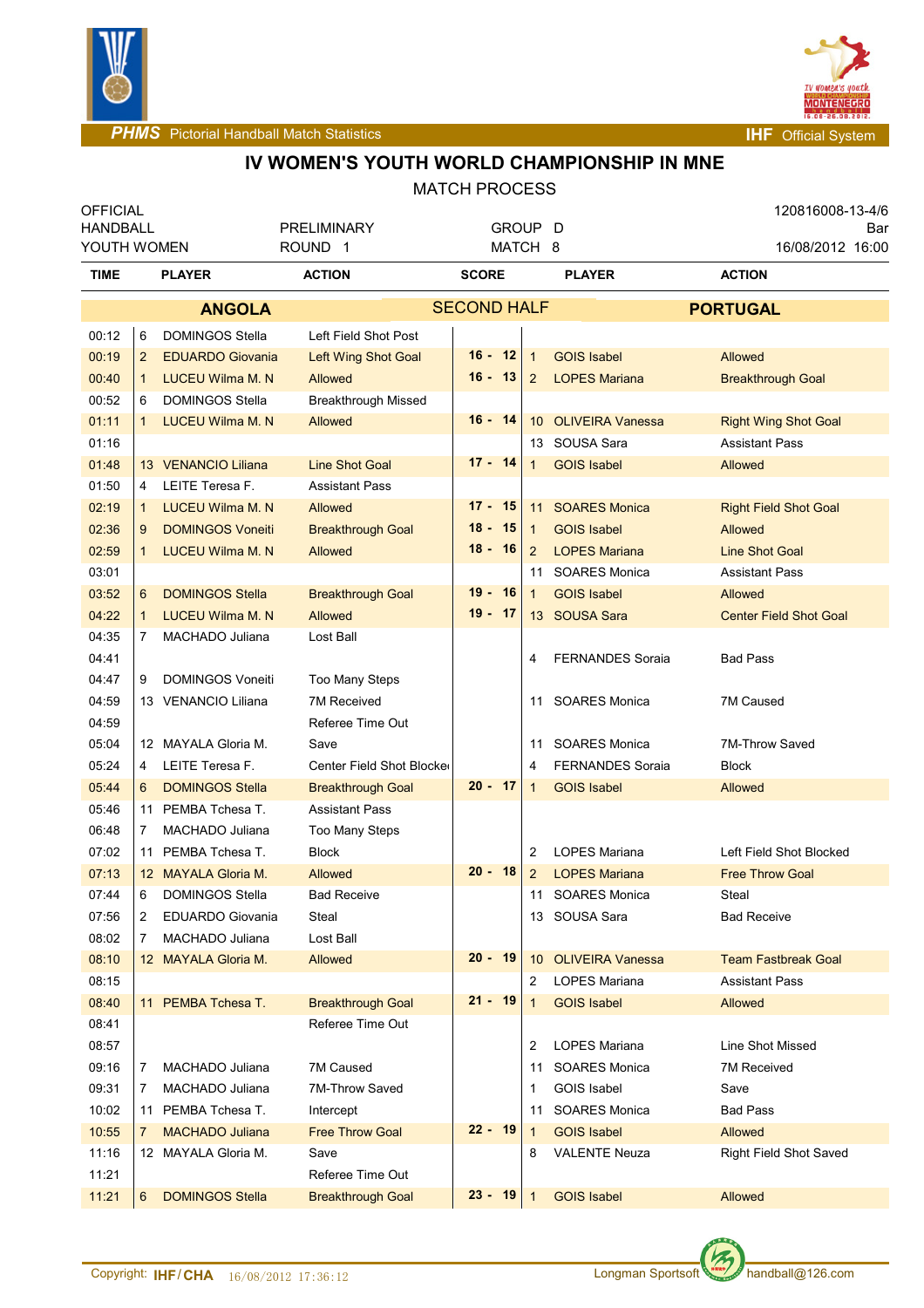**PHMS** Pictorial Handball Match Statistics — **IHF** Official System

# IV WOMEN'S YOUTH WORLD CHAMPIONSHIP IN MNE

MATCH PROCESS

| OFFICIAL | | | 120816008-13-4/6 |
|---|---|---|---|
| HANDBALL | PRELIMINARY | GROUP D | Bar |
| YOUTH WOMEN | ROUND 1 | MATCH 8 | 16/08/2012 16:00 |

**ANGOLA** — SECOND HALF — **PORTUGAL**

| TIME | | PLAYER | ACTION | SCORE | | PLAYER | ACTION |
|---|---|---|---|---|---|---|---|
| 00:12 | 6 | DOMINGOS Stella | Left Field Shot Post | | | | |
| 00:19 | 2 | EDUARDO Giovania | Left Wing Shot Goal | 16 - 12 | 1 | GOIS Isabel | Allowed |
| 00:40 | 1 | LUCEU Wilma M. N | Allowed | 16 - 13 | 2 | LOPES Mariana | Breakthrough Goal |
| 00:52 | 6 | DOMINGOS Stella | Breakthrough Missed | | | | |
| 01:11 | 1 | LUCEU Wilma M. N | Allowed | 16 - 14 | 10 | OLIVEIRA Vanessa | Right Wing Shot Goal |
| 01:16 | | | | | 13 | SOUSA Sara | Assistant Pass |
| 01:48 | 13 | VENANCIO Liliana | Line Shot Goal | 17 - 14 | 1 | GOIS Isabel | Allowed |
| 01:50 | 4 | LEITE Teresa F. | Assistant Pass | | | | |
| 02:19 | 1 | LUCEU Wilma M. N | Allowed | 17 - 15 | 11 | SOARES Monica | Right Field Shot Goal |
| 02:36 | 9 | DOMINGOS Voneiti | Breakthrough Goal | 18 - 15 | 1 | GOIS Isabel | Allowed |
| 02:59 | 1 | LUCEU Wilma M. N | Allowed | 18 - 16 | 2 | LOPES Mariana | Line Shot Goal |
| 03:01 | | | | | 11 | SOARES Monica | Assistant Pass |
| 03:52 | 6 | DOMINGOS Stella | Breakthrough Goal | 19 - 16 | 1 | GOIS Isabel | Allowed |
| 04:22 | 1 | LUCEU Wilma M. N | Allowed | 19 - 17 | 13 | SOUSA Sara | Center Field Shot Goal |
| 04:35 | 7 | MACHADO Juliana | Lost Ball | | | | |
| 04:41 | | | | | 4 | FERNANDES Soraia | Bad Pass |
| 04:47 | 9 | DOMINGOS Voneiti | Too Many Steps | | | | |
| 04:59 | 13 | VENANCIO Liliana | 7M Received | | 11 | SOARES Monica | 7M Caused |
| 04:59 | | | Referee Time Out | | | | |
| 05:04 | 12 | MAYALA Gloria M. | Save | | 11 | SOARES Monica | 7M-Throw Saved |
| 05:24 | 4 | LEITE Teresa F. | Center Field Shot Blocked | | 4 | FERNANDES Soraia | Block |
| 05:44 | 6 | DOMINGOS Stella | Breakthrough Goal | 20 - 17 | 1 | GOIS Isabel | Allowed |
| 05:46 | 11 | PEMBA Tchesa T. | Assistant Pass | | | | |
| 06:48 | 7 | MACHADO Juliana | Too Many Steps | | | | |
| 07:02 | 11 | PEMBA Tchesa T. | Block | | 2 | LOPES Mariana | Left Field Shot Blocked |
| 07:13 | 12 | MAYALA Gloria M. | Allowed | 20 - 18 | 2 | LOPES Mariana | Free Throw Goal |
| 07:44 | 6 | DOMINGOS Stella | Bad Receive | | 11 | SOARES Monica | Steal |
| 07:56 | 2 | EDUARDO Giovania | Steal | | 13 | SOUSA Sara | Bad Receive |
| 08:02 | 7 | MACHADO Juliana | Lost Ball | | | | |
| 08:10 | 12 | MAYALA Gloria M. | Allowed | 20 - 19 | 10 | OLIVEIRA Vanessa | Team Fastbreak Goal |
| 08:15 | | | | | 2 | LOPES Mariana | Assistant Pass |
| 08:40 | 11 | PEMBA Tchesa T. | Breakthrough Goal | 21 - 19 | 1 | GOIS Isabel | Allowed |
| 08:41 | | | Referee Time Out | | | | |
| 08:57 | | | | | 2 | LOPES Mariana | Line Shot Missed |
| 09:16 | 7 | MACHADO Juliana | 7M Caused | | 11 | SOARES Monica | 7M Received |
| 09:31 | 7 | MACHADO Juliana | 7M-Throw Saved | | 1 | GOIS Isabel | Save |
| 10:02 | 11 | PEMBA Tchesa T. | Intercept | | 11 | SOARES Monica | Bad Pass |
| 10:55 | 7 | MACHADO Juliana | Free Throw Goal | 22 - 19 | 1 | GOIS Isabel | Allowed |
| 11:16 | 12 | MAYALA Gloria M. | Save | | 8 | VALENTE Neuza | Right Field Shot Saved |
| 11:21 | | | Referee Time Out | | | | |
| 11:21 | 6 | DOMINGOS Stella | Breakthrough Goal | 23 - 19 | 1 | GOIS Isabel | Allowed |

Copyright: IHF/CHA 16/08/2012 17:36:12 — Longman Sportsoft handball@126.com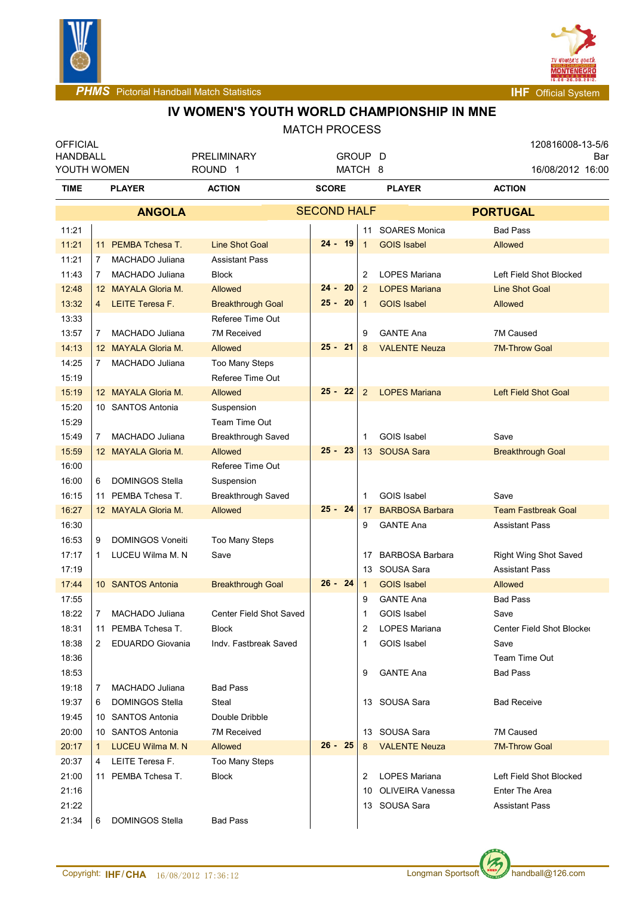# IV WOMEN'S YOUTH WORLD CHAMPIONSHIP IN MNE

MATCH PROCESS

| OFFICIAL | | | 120816008-13-5/6 |
|---|---|---|---|
| HANDBALL | PRELIMINARY | GROUP D | Bar |
| YOUTH WOMEN | ROUND 1 | MATCH 8 | 16/08/2012 16:00 |

**SECOND HALF**

| TIME | PLAYER (ANGOLA) | ACTION | SCORE | PLAYER (PORTUGAL) | ACTION |
|---|---|---|---|---|---|
| 11:21 | | | | 11 SOARES Monica | Bad Pass |
| 11:21 | 11 PEMBA Tchesa T. | Line Shot Goal | 24 - 19 | 1 GOIS Isabel | Allowed |
| 11:21 | 7 MACHADO Juliana | Assistant Pass | | | |
| 11:43 | 7 MACHADO Juliana | Block | | 2 LOPES Mariana | Left Field Shot Blocked |
| 12:48 | 12 MAYALA Gloria M. | Allowed | 24 - 20 | 2 LOPES Mariana | Line Shot Goal |
| 13:32 | 4 LEITE Teresa F. | Breakthrough Goal | 25 - 20 | 1 GOIS Isabel | Allowed |
| 13:33 | | Referee Time Out | | | |
| 13:57 | 7 MACHADO Juliana | 7M Received | | 9 GANTE Ana | 7M Caused |
| 14:13 | 12 MAYALA Gloria M. | Allowed | 25 - 21 | 8 VALENTE Neuza | 7M-Throw Goal |
| 14:25 | 7 MACHADO Juliana | Too Many Steps | | | |
| 15:19 | | Referee Time Out | | | |
| 15:19 | 12 MAYALA Gloria M. | Allowed | 25 - 22 | 2 LOPES Mariana | Left Field Shot Goal |
| 15:20 | 10 SANTOS Antonia | Suspension | | | |
| 15:29 | | Team Time Out | | | |
| 15:49 | 7 MACHADO Juliana | Breakthrough Saved | | 1 GOIS Isabel | Save |
| 15:59 | 12 MAYALA Gloria M. | Allowed | 25 - 23 | 13 SOUSA Sara | Breakthrough Goal |
| 16:00 | | Referee Time Out | | | |
| 16:00 | 6 DOMINGOS Stella | Suspension | | | |
| 16:15 | 11 PEMBA Tchesa T. | Breakthrough Saved | | 1 GOIS Isabel | Save |
| 16:27 | 12 MAYALA Gloria M. | Allowed | 25 - 24 | 17 BARBOSA Barbara | Team Fastbreak Goal |
| 16:30 | | | | 9 GANTE Ana | Assistant Pass |
| 16:53 | 9 DOMINGOS Voneiti | Too Many Steps | | | |
| 17:17 | 1 LUCEU Wilma M. N | Save | | 17 BARBOSA Barbara | Right Wing Shot Saved |
| 17:19 | | | | 13 SOUSA Sara | Assistant Pass |
| 17:44 | 10 SANTOS Antonia | Breakthrough Goal | 26 - 24 | 1 GOIS Isabel | Allowed |
| 17:55 | | | | 9 GANTE Ana | Bad Pass |
| 18:22 | 7 MACHADO Juliana | Center Field Shot Saved | | 1 GOIS Isabel | Save |
| 18:31 | 11 PEMBA Tchesa T. | Block | | 2 LOPES Mariana | Center Field Shot Blocked |
| 18:38 | 2 EDUARDO Giovania | Indv. Fastbreak Saved | | 1 GOIS Isabel | Save |
| 18:36 | | | | | Team Time Out |
| 18:53 | | | | 9 GANTE Ana | Bad Pass |
| 19:18 | 7 MACHADO Juliana | Bad Pass | | | |
| 19:37 | 6 DOMINGOS Stella | Steal | | 13 SOUSA Sara | Bad Receive |
| 19:45 | 10 SANTOS Antonia | Double Dribble | | | |
| 20:00 | 10 SANTOS Antonia | 7M Received | | 13 SOUSA Sara | 7M Caused |
| 20:17 | 1 LUCEU Wilma M. N | Allowed | 26 - 25 | 8 VALENTE Neuza | 7M-Throw Goal |
| 20:37 | 4 LEITE Teresa F. | Too Many Steps | | | |
| 21:00 | 11 PEMBA Tchesa T. | Block | | 2 LOPES Mariana | Left Field Shot Blocked |
| 21:16 | | | | 10 OLIVEIRA Vanessa | Enter The Area |
| 21:22 | | | | 13 SOUSA Sara | Assistant Pass |
| 21:34 | 6 DOMINGOS Stella | Bad Pass | | | |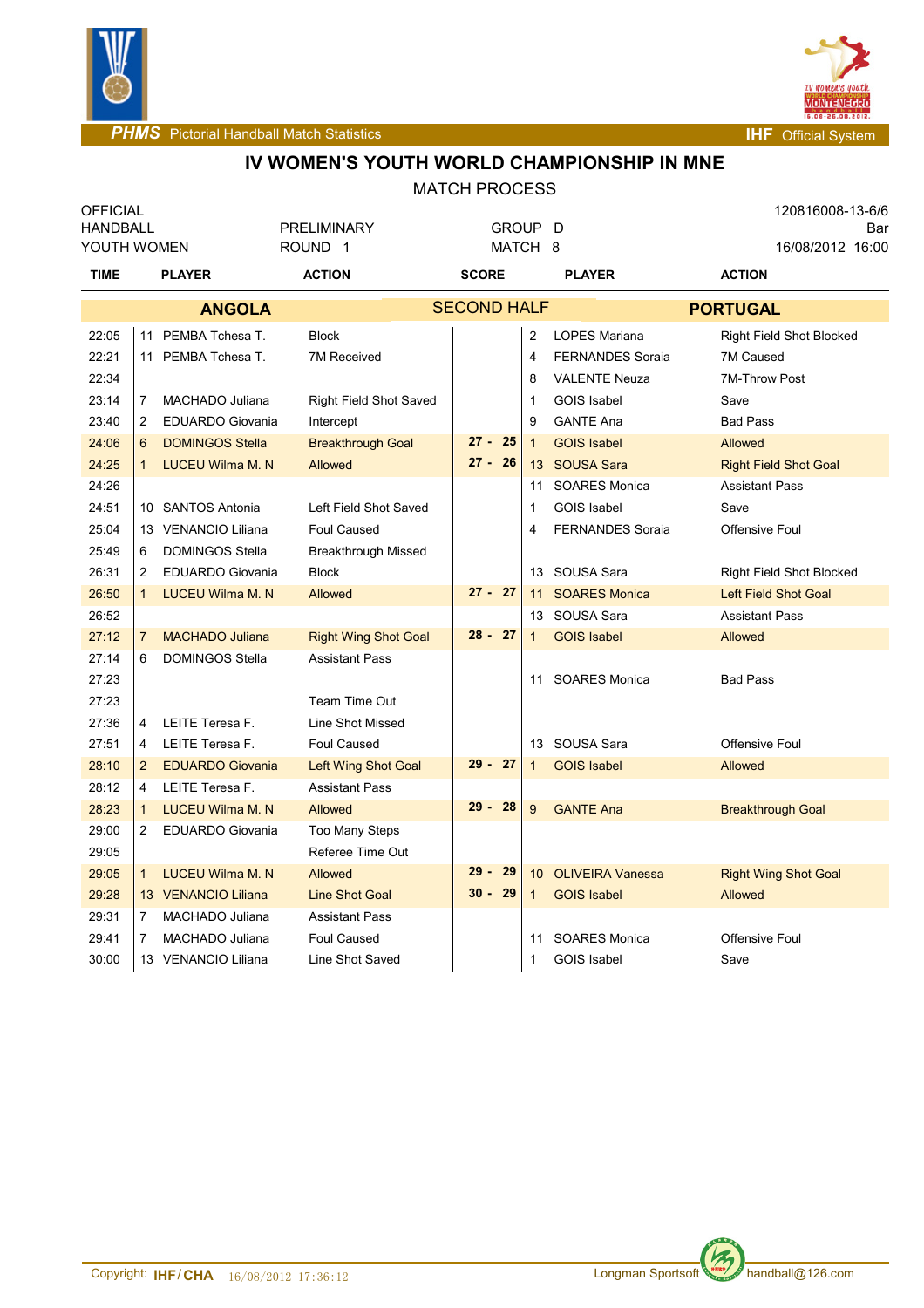PHMS Pictorial Handball Match Statistics — IHF Official System

# IV WOMEN'S YOUTH WORLD CHAMPIONSHIP IN MNE

MATCH PROCESS

| | | | |
|---|---|---|---|
| OFFICIAL | | | 120816008-13-6/6 |
| HANDBALL | PRELIMINARY | GROUP D | Bar |
| YOUTH WOMEN | ROUND 1 | MATCH 8 | 16/08/2012 16:00 |

| TIME | | PLAYER | ACTION | SCORE | | PLAYER | ACTION |
|---|---|---|---|---|---|---|---|
| | | **ANGOLA** | | **SECOND HALF** | | **PORTUGAL** | |
| 22:05 | 11 | PEMBA Tchesa T. | Block | | 2 | LOPES Mariana | Right Field Shot Blocked |
| 22:21 | 11 | PEMBA Tchesa T. | 7M Received | | 4 | FERNANDES Soraia | 7M Caused |
| 22:34 | | | | | 8 | VALENTE Neuza | 7M-Throw Post |
| 23:14 | 7 | MACHADO Juliana | Right Field Shot Saved | | 1 | GOIS Isabel | Save |
| 23:40 | 2 | EDUARDO Giovania | Intercept | | 9 | GANTE Ana | Bad Pass |
| 24:06 | 6 | DOMINGOS Stella | Breakthrough Goal | 27 - 25 | 1 | GOIS Isabel | Allowed |
| 24:25 | 1 | LUCEU Wilma M. N | Allowed | 27 - 26 | 13 | SOUSA Sara | Right Field Shot Goal |
| 24:26 | | | | | 11 | SOARES Monica | Assistant Pass |
| 24:51 | 10 | SANTOS Antonia | Left Field Shot Saved | | 1 | GOIS Isabel | Save |
| 25:04 | 13 | VENANCIO Liliana | Foul Caused | | 4 | FERNANDES Soraia | Offensive Foul |
| 25:49 | 6 | DOMINGOS Stella | Breakthrough Missed | | | | |
| 26:31 | 2 | EDUARDO Giovania | Block | | 13 | SOUSA Sara | Right Field Shot Blocked |
| 26:50 | 1 | LUCEU Wilma M. N | Allowed | 27 - 27 | 11 | SOARES Monica | Left Field Shot Goal |
| 26:52 | | | | | 13 | SOUSA Sara | Assistant Pass |
| 27:12 | 7 | MACHADO Juliana | Right Wing Shot Goal | 28 - 27 | 1 | GOIS Isabel | Allowed |
| 27:14 | 6 | DOMINGOS Stella | Assistant Pass | | | | |
| 27:23 | | | | | 11 | SOARES Monica | Bad Pass |
| 27:23 | | | Team Time Out | | | | |
| 27:36 | 4 | LEITE Teresa F. | Line Shot Missed | | | | |
| 27:51 | 4 | LEITE Teresa F. | Foul Caused | | 13 | SOUSA Sara | Offensive Foul |
| 28:10 | 2 | EDUARDO Giovania | Left Wing Shot Goal | 29 - 27 | 1 | GOIS Isabel | Allowed |
| 28:12 | 4 | LEITE Teresa F. | Assistant Pass | | | | |
| 28:23 | 1 | LUCEU Wilma M. N | Allowed | 29 - 28 | 9 | GANTE Ana | Breakthrough Goal |
| 29:00 | 2 | EDUARDO Giovania | Too Many Steps | | | | |
| 29:05 | | | Referee Time Out | | | | |
| 29:05 | 1 | LUCEU Wilma M. N | Allowed | 29 - 29 | 10 | OLIVEIRA Vanessa | Right Wing Shot Goal |
| 29:28 | 13 | VENANCIO Liliana | Line Shot Goal | 30 - 29 | 1 | GOIS Isabel | Allowed |
| 29:31 | 7 | MACHADO Juliana | Assistant Pass | | | | |
| 29:41 | 7 | MACHADO Juliana | Foul Caused | | 11 | SOARES Monica | Offensive Foul |
| 30:00 | 13 | VENANCIO Liliana | Line Shot Saved | | 1 | GOIS Isabel | Save |

Copyright: IHF/CHA 16/08/2012 17:36:12 Longman Sportsoft handball@126.com